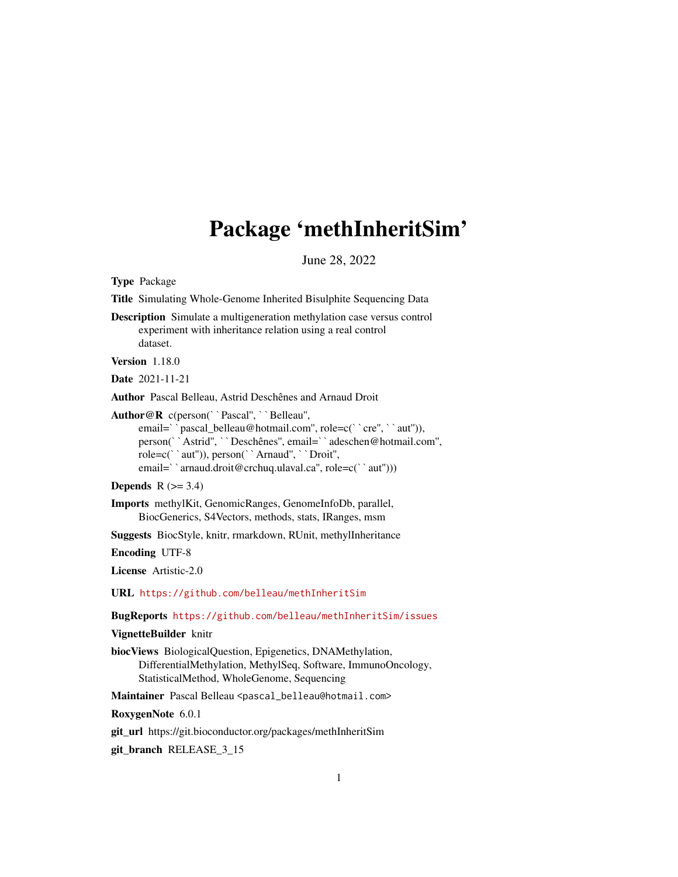# Package 'methInheritSim'

June 28, 2022

**Type** Package

**Title** Simulating Whole-Genome Inherited Bisulphite Sequencing Data

**Description** Simulate a multigeneration methylation case versus control experiment with inheritance relation using a real control dataset.

**Version** 1.18.0

**Date** 2021-11-21

**Author** Pascal Belleau, Astrid Deschênes and Arnaud Droit

**Author@R** c(person(``Pascal'', ``Belleau'', email=``pascal_belleau@hotmail.com'', role=c(``cre'', ``aut'')), person(``Astrid'', ``Deschênes'', email=``adeschen@hotmail.com'', role=c(``aut'')), person(``Arnaud'', ``Droit'', email=``arnaud.droit@crchuq.ulaval.ca'', role=c(``aut'')))

**Depends** R (>= 3.4)

**Imports** methylKit, GenomicRanges, GenomeInfoDb, parallel, BiocGenerics, S4Vectors, methods, stats, IRanges, msm

**Suggests** BiocStyle, knitr, rmarkdown, RUnit, methylInheritance

**Encoding** UTF-8

**License** Artistic-2.0

**URL** https://github.com/belleau/methInheritSim

**BugReports** https://github.com/belleau/methInheritSim/issues

**VignetteBuilder** knitr

**biocViews** BiologicalQuestion, Epigenetics, DNAMethylation, DifferentialMethylation, MethylSeq, Software, ImmunoOncology, StatisticalMethod, WholeGenome, Sequencing

**Maintainer** Pascal Belleau <pascal_belleau@hotmail.com>

**RoxygenNote** 6.0.1

**git_url** https://git.bioconductor.org/packages/methInheritSim

**git_branch** RELEASE_3_15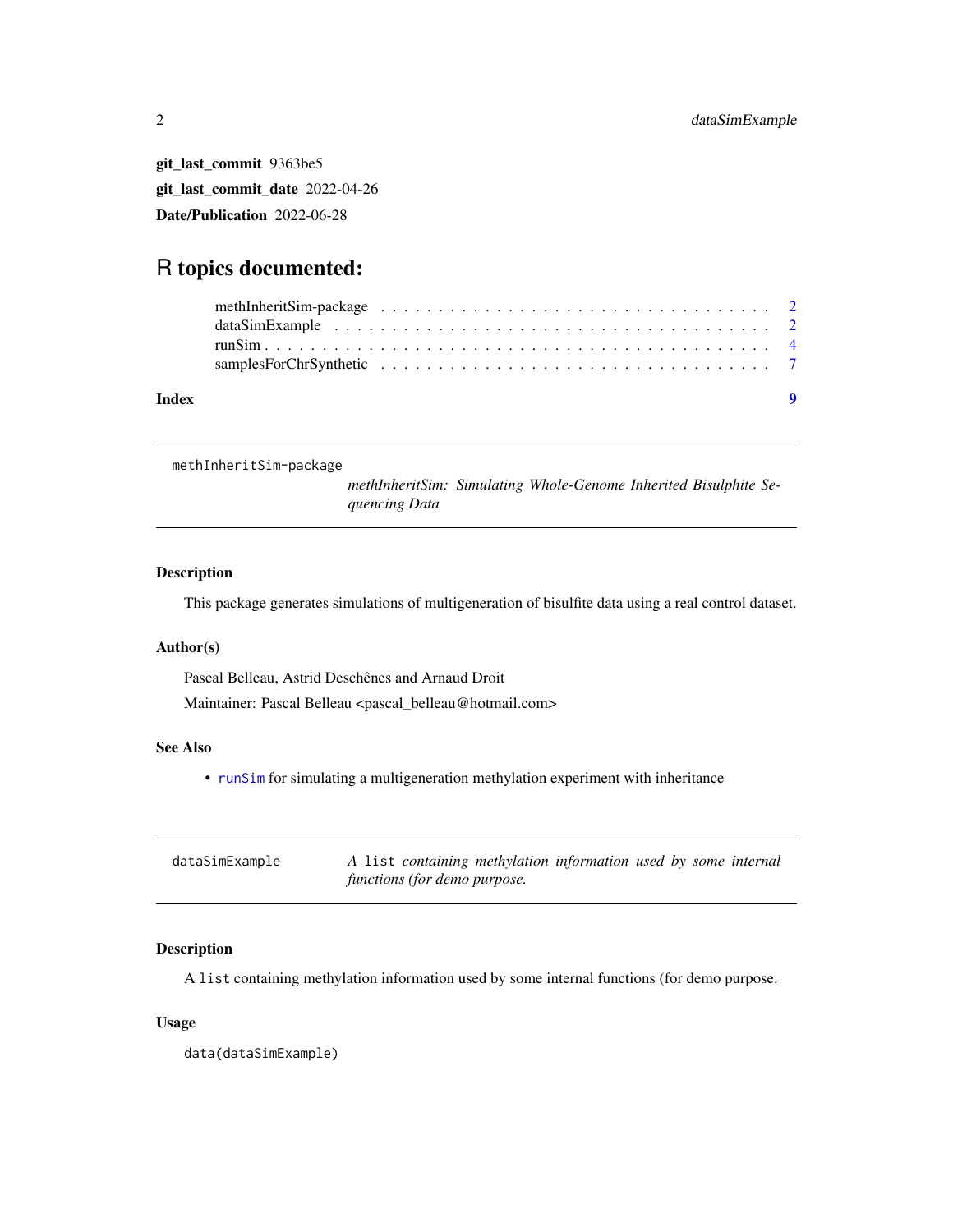**git_last_commit** 9363be5

**git_last_commit_date** 2022-04-26

**Date/Publication** 2022-06-28

# R topics documented:

methInheritSim-package . . . . . . . . . . . . . . . . . . . . . . . . . . . . . . . . 2
dataSimExample . . . . . . . . . . . . . . . . . . . . . . . . . . . . . . . . . . . . 2
runSim . . . . . . . . . . . . . . . . . . . . . . . . . . . . . . . . . . . . . . . . . 4
samplesForChrSynthetic . . . . . . . . . . . . . . . . . . . . . . . . . . . . . . . 7

**Index** **9**

---

`methInheritSim-package` *methInheritSim: Simulating Whole-Genome Inherited Bisulphite Sequencing Data*

---

### Description

This package generates simulations of multigeneration of bisulfite data using a real control dataset.

### Author(s)

Pascal Belleau, Astrid Deschênes and Arnaud Droit

Maintainer: Pascal Belleau <pascal_belleau@hotmail.com>

### See Also

- `runSim` for simulating a multigeneration methylation experiment with inheritance

---

`dataSimExample` *A `list` containing methylation information used by some internal functions (for demo purpose.*

---

### Description

A `list` containing methylation information used by some internal functions (for demo purpose.

### Usage

```
data(dataSimExample)
```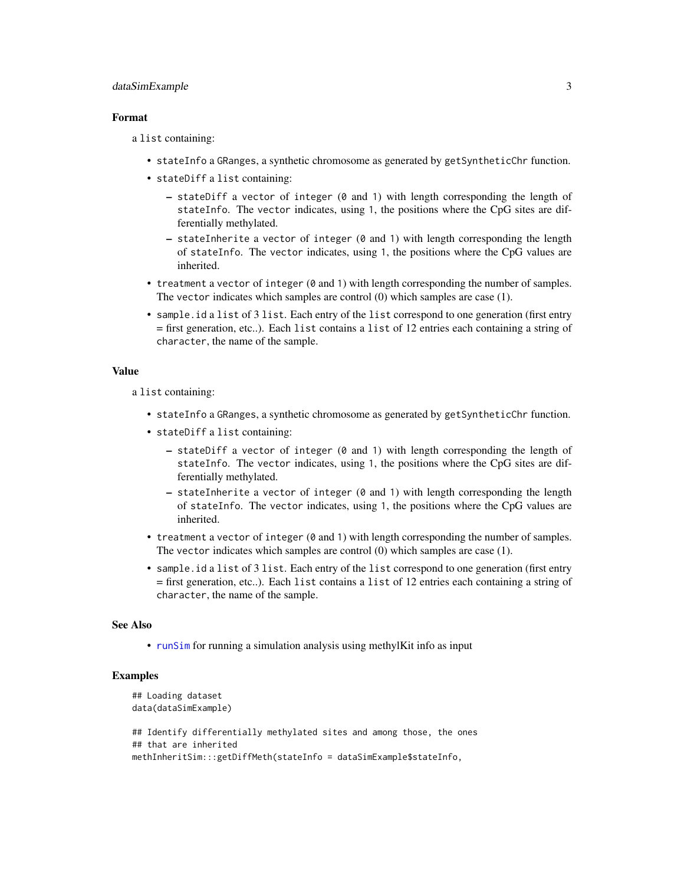### Format

a `list` containing:

- `stateInfo` a `GRanges`, a synthetic chromosome as generated by `getSyntheticChr` function.
- `stateDiff` a `list` containing:
  - `stateDiff` a `vector` of `integer` (`0` and `1`) with length corresponding the length of `stateInfo`. The `vector` indicates, using `1`, the positions where the CpG sites are differentially methylated.
  - `stateInherite` a `vector` of `integer` (`0` and `1`) with length corresponding the length of `stateInfo`. The `vector` indicates, using `1`, the positions where the CpG values are inherited.
- `treatment` a `vector` of `integer` (`0` and `1`) with length corresponding the number of samples. The `vector` indicates which samples are control (0) which samples are case (1).
- `sample.id` a `list` of 3 `list`. Each entry of the `list` correspond to one generation (first entry = first generation, etc..). Each `list` contains a `list` of 12 entries each containing a string of `character`, the name of the sample.

### Value

a `list` containing:

- `stateInfo` a `GRanges`, a synthetic chromosome as generated by `getSyntheticChr` function.
- `stateDiff` a `list` containing:
  - `stateDiff` a `vector` of `integer` (`0` and `1`) with length corresponding the length of `stateInfo`. The `vector` indicates, using `1`, the positions where the CpG sites are differentially methylated.
  - `stateInherite` a `vector` of `integer` (`0` and `1`) with length corresponding the length of `stateInfo`. The `vector` indicates, using `1`, the positions where the CpG values are inherited.
- `treatment` a `vector` of `integer` (`0` and `1`) with length corresponding the number of samples. The `vector` indicates which samples are control (0) which samples are case (1).
- `sample.id` a `list` of 3 `list`. Each entry of the `list` correspond to one generation (first entry = first generation, etc..). Each `list` contains a `list` of 12 entries each containing a string of `character`, the name of the sample.

### See Also

- `runSim` for running a simulation analysis using methylKit info as input

### Examples

```
## Loading dataset
data(dataSimExample)

## Identify differentially methylated sites and among those, the ones
## that are inherited
methInheritSim:::getDiffMeth(stateInfo = dataSimExample$stateInfo,
```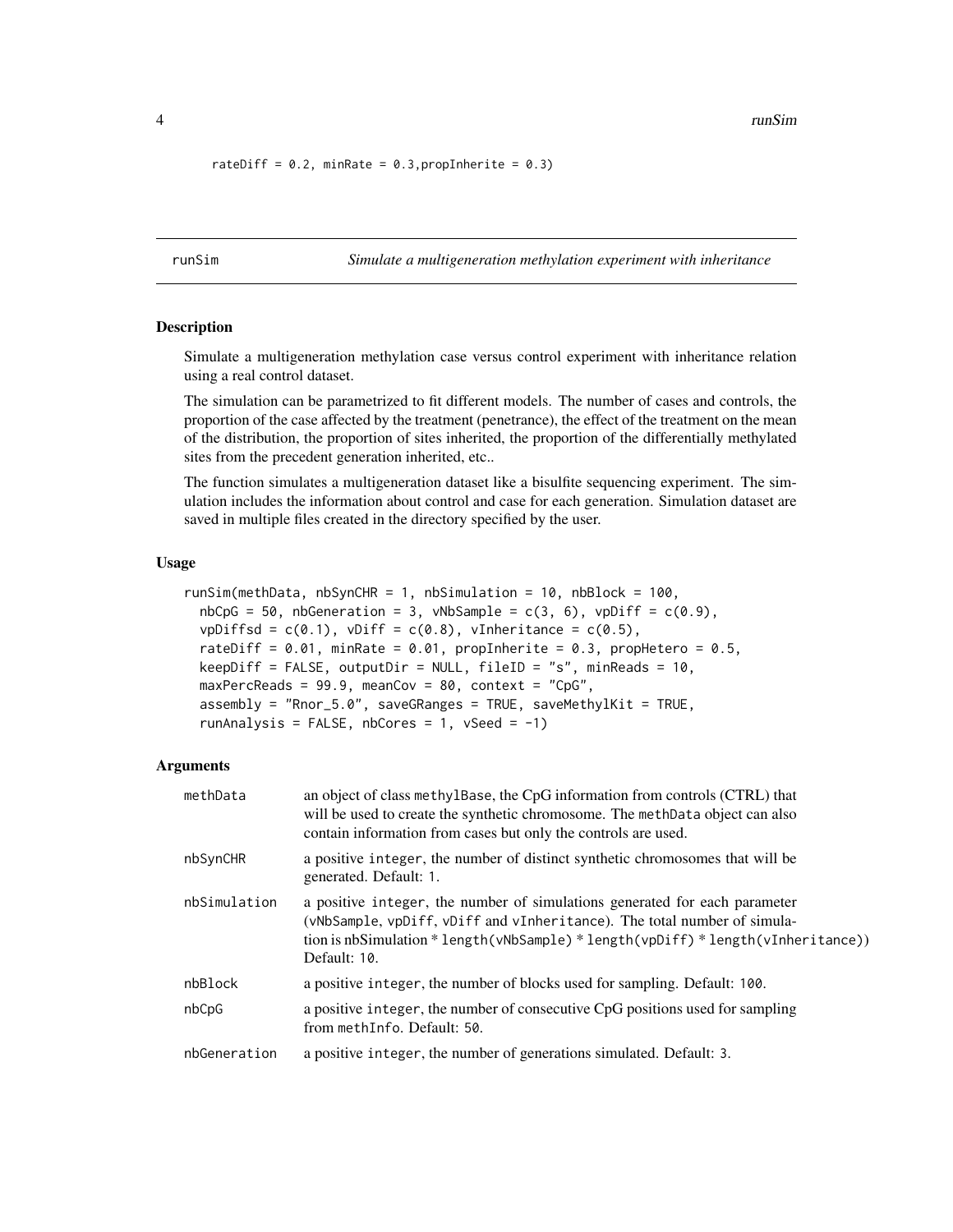```
rateDiff = 0.2, minRate = 0.3,propInherite = 0.3)
```

## runSim — *Simulate a multigeneration methylation experiment with inheritance*

### Description

Simulate a multigeneration methylation case versus control experiment with inheritance relation using a real control dataset.

The simulation can be parametrized to fit different models. The number of cases and controls, the proportion of the case affected by the treatment (penetrance), the effect of the treatment on the mean of the distribution, the proportion of sites inherited, the proportion of the differentially methylated sites from the precedent generation inherited, etc..

The function simulates a multigeneration dataset like a bisulfite sequencing experiment. The simulation includes the information about control and case for each generation. Simulation dataset are saved in multiple files created in the directory specified by the user.

### Usage

```
runSim(methData, nbSynCHR = 1, nbSimulation = 10, nbBlock = 100,
  nbCpG = 50, nbGeneration = 3, vNbSample = c(3, 6), vpDiff = c(0.9),
  vpDiffsd = c(0.1), vDiff = c(0.8), vInheritance = c(0.5),
  rateDiff = 0.01, minRate = 0.01, propInherite = 0.3, propHetero = 0.5,
  keepDiff = FALSE, outputDir = NULL, fileID = "s", minReads = 10,
  maxPercReads = 99.9, meanCov = 80, context = "CpG",
  assembly = "Rnor_5.0", saveGRanges = TRUE, saveMethylKit = TRUE,
  runAnalysis = FALSE, nbCores = 1, vSeed = -1)
```

### Arguments

| Argument | Description |
|---|---|
| `methData` | an object of class `methylBase`, the CpG information from controls (CTRL) that will be used to create the synthetic chromosome. The `methData` object can also contain information from cases but only the controls are used. |
| `nbSynCHR` | a positive `integer`, the number of distinct synthetic chromosomes that will be generated. Default: `1`. |
| `nbSimulation` | a positive `integer`, the number of simulations generated for each parameter (`vNbSample`, `vpDiff`, `vDiff` and `vInheritance`). The total number of simulation is nbSimulation * `length(vNbSample)` * `length(vpDiff)` * `length(vInheritance))` Default: `10`. |
| `nbBlock` | a positive `integer`, the number of blocks used for sampling. Default: `100`. |
| `nbCpG` | a positive `integer`, the number of consecutive CpG positions used for sampling from `methInfo`. Default: `50`. |
| `nbGeneration` | a positive `integer`, the number of generations simulated. Default: `3`. |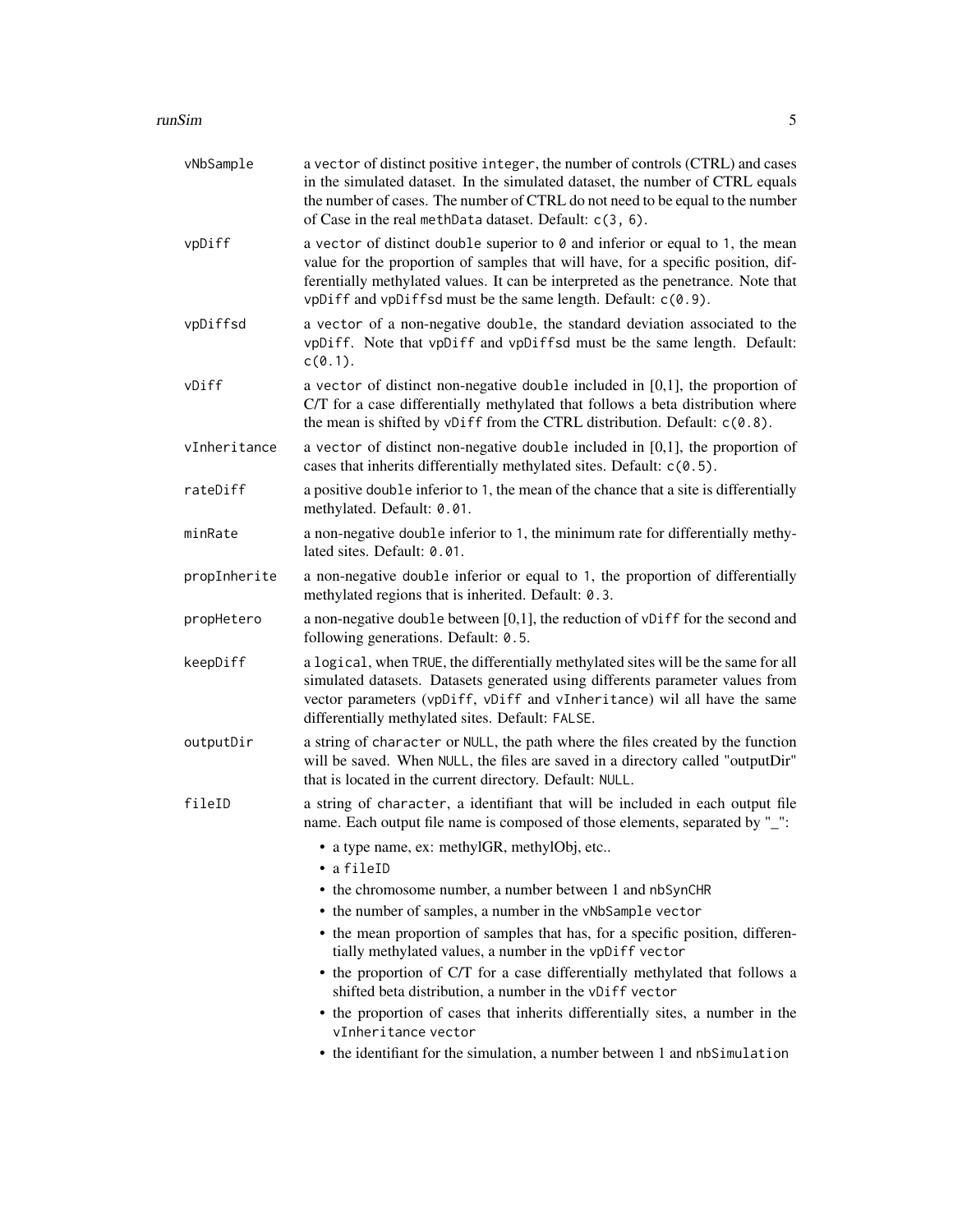vNbSample
: a vector of distinct positive integer, the number of controls (CTRL) and cases in the simulated dataset. In the simulated dataset, the number of CTRL equals the number of cases. The number of CTRL do not need to be equal to the number of Case in the real `methData` dataset. Default: `c(3, 6)`.

vpDiff
: a vector of distinct double superior to `0` and inferior or equal to `1`, the mean value for the proportion of samples that will have, for a specific position, differentially methylated values. It can be interpreted as the penetrance. Note that `vpDiff` and `vpDiffsd` must be the same length. Default: `c(0.9)`.

vpDiffsd
: a vector of a non-negative double, the standard deviation associated to the `vpDiff`. Note that `vpDiff` and `vpDiffsd` must be the same length. Default: `c(0.1)`.

vDiff
: a vector of distinct non-negative double included in [0,1], the proportion of C/T for a case differentially methylated that follows a beta distribution where the mean is shifted by `vDiff` from the CTRL distribution. Default: `c(0.8)`.

vInheritance
: a vector of distinct non-negative double included in [0,1], the proportion of cases that inherits differentially methylated sites. Default: `c(0.5)`.

rateDiff
: a positive double inferior to `1`, the mean of the chance that a site is differentially methylated. Default: `0.01`.

minRate
: a non-negative double inferior to `1`, the minimum rate for differentially methylated sites. Default: `0.01`.

propInherite
: a non-negative double inferior or equal to `1`, the proportion of differentially methylated regions that is inherited. Default: `0.3`.

propHetero
: a non-negative double between [0,1], the reduction of `vDiff` for the second and following generations. Default: `0.5`.

keepDiff
: a logical, when `TRUE`, the differentially methylated sites will be the same for all simulated datasets. Datasets generated using differents parameter values from vector parameters (`vpDiff`, `vDiff` and `vInheritance`) wil all have the same differentially methylated sites. Default: `FALSE`.

outputDir
: a string of character or `NULL`, the path where the files created by the function will be saved. When `NULL`, the files are saved in a directory called "outputDir" that is located in the current directory. Default: `NULL`.

fileID
: a string of character, a identifiant that will be included in each output file name. Each output file name is composed of those elements, separated by "_":

- a type name, ex: methylGR, methylObj, etc..
- a `fileID`
- the chromosome number, a number between 1 and `nbSynCHR`
- the number of samples, a number in the `vNbSample` vector
- the mean proportion of samples that has, for a specific position, differentially methylated values, a number in the `vpDiff` vector
- the proportion of C/T for a case differentially methylated that follows a shifted beta distribution, a number in the `vDiff` vector
- the proportion of cases that inherits differentially sites, a number in the `vInheritance` vector
- the identifiant for the simulation, a number between 1 and `nbSimulation`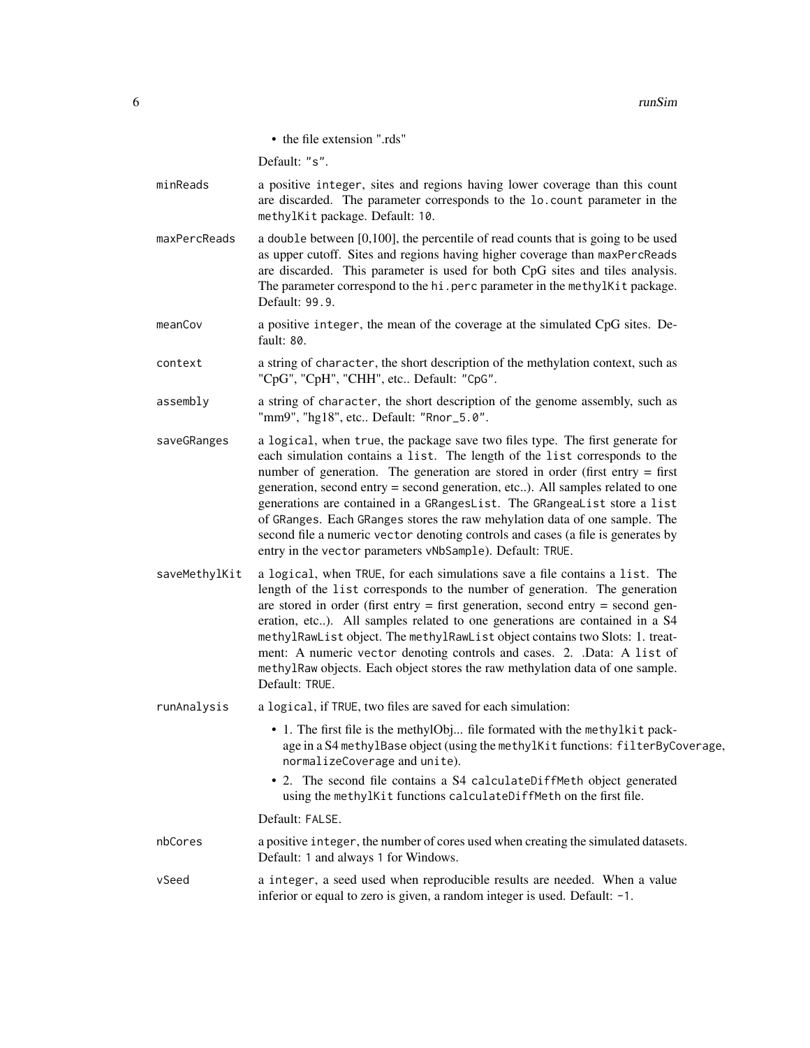- the file extension ".rds"

Default: "s".

**minReads** a positive integer, sites and regions having lower coverage than this count are discarded. The parameter corresponds to the lo.count parameter in the methylKit package. Default: 10.

**maxPercReads** a double between [0,100], the percentile of read counts that is going to be used as upper cutoff. Sites and regions having higher coverage than maxPercReads are discarded. This parameter is used for both CpG sites and tiles analysis. The parameter correspond to the hi.perc parameter in the methylKit package. Default: 99.9.

**meanCov** a positive integer, the mean of the coverage at the simulated CpG sites. Default: 80.

**context** a string of character, the short description of the methylation context, such as "CpG", "CpH", "CHH", etc.. Default: "CpG".

**assembly** a string of character, the short description of the genome assembly, such as "mm9", "hg18", etc.. Default: "Rnor_5.0".

**saveGRanges** a logical, when true, the package save two files type. The first generate for each simulation contains a list. The length of the list corresponds to the number of generation. The generation are stored in order (first entry = first generation, second entry = second generation, etc..). All samples related to one generations are contained in a GRangesList. The GRangeaList store a list of GRanges. Each GRanges stores the raw mehylation data of one sample. The second file a numeric vector denoting controls and cases (a file is generates by entry in the vector parameters vNbSample). Default: TRUE.

**saveMethylKit** a logical, when TRUE, for each simulations save a file contains a list. The length of the list corresponds to the number of generation. The generation are stored in order (first entry = first generation, second entry = second generation, etc..). All samples related to one generations are contained in a S4 methylRawList object. The methylRawList object contains two Slots: 1. treatment: A numeric vector denoting controls and cases. 2. .Data: A list of methylRaw objects. Each object stores the raw methylation data of one sample. Default: TRUE.

**runAnalysis** a logical, if TRUE, two files are saved for each simulation:

- 1. The first file is the methylObj... file formated with the methylkit package in a S4 methylBase object (using the methylKit functions: filterByCoverage, normalizeCoverage and unite).
- 2. The second file contains a S4 calculateDiffMeth object generated using the methylKit functions calculateDiffMeth on the first file.

Default: FALSE.

**nbCores** a positive integer, the number of cores used when creating the simulated datasets. Default: 1 and always 1 for Windows.

**vSeed** a integer, a seed used when reproducible results are needed. When a value inferior or equal to zero is given, a random integer is used. Default: -1.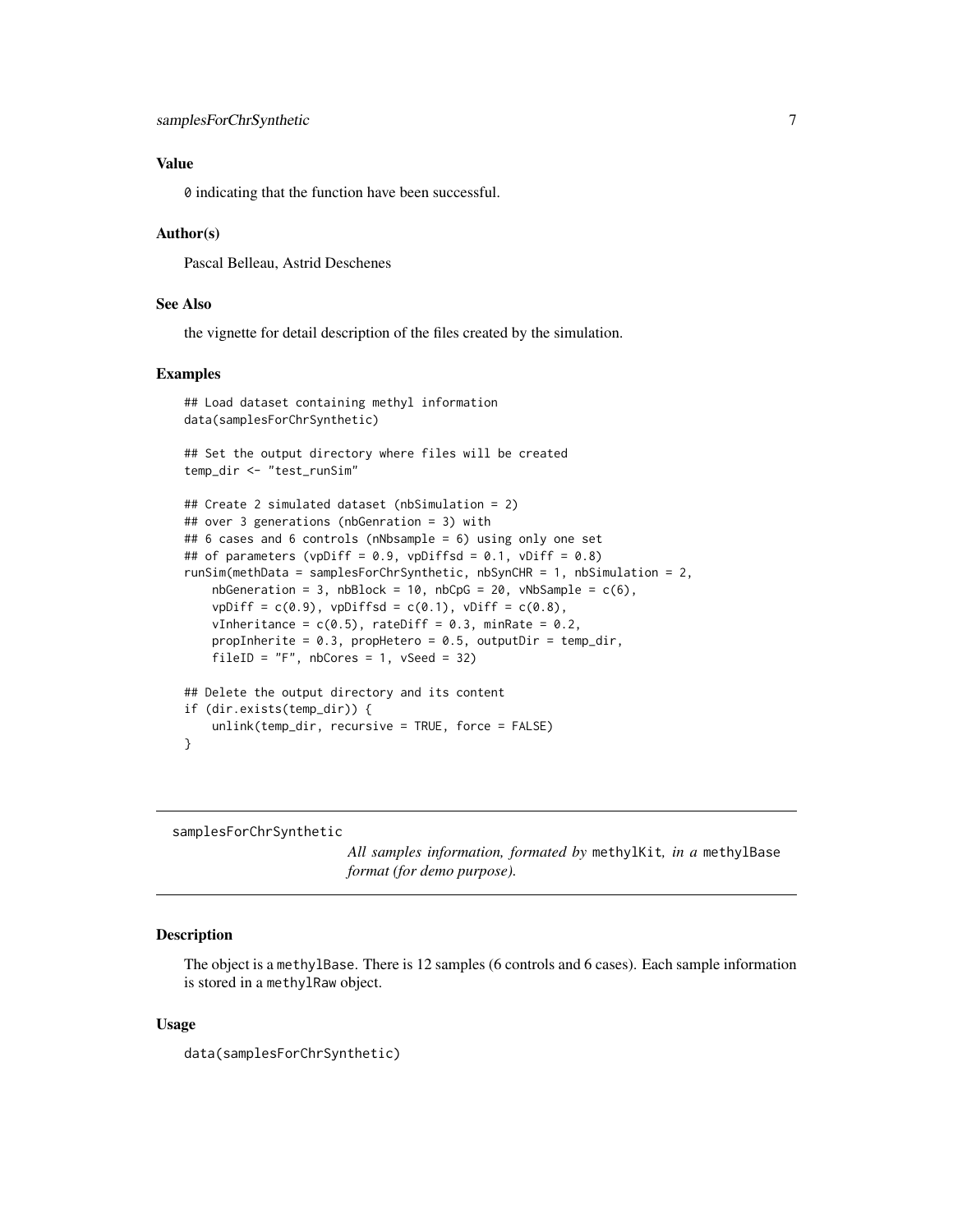### Value

`0` indicating that the function have been successful.

### Author(s)

Pascal Belleau, Astrid Deschenes

### See Also

the vignette for detail description of the files created by the simulation.

### Examples

```
## Load dataset containing methyl information
data(samplesForChrSynthetic)

## Set the output directory where files will be created
temp_dir <- "test_runSim"

## Create 2 simulated dataset (nbSimulation = 2)
## over 3 generations (nbGenration = 3) with
## 6 cases and 6 controls (nNbsample = 6) using only one set
## of parameters (vpDiff = 0.9, vpDiffsd = 0.1, vDiff = 0.8)
runSim(methData = samplesForChrSynthetic, nbSynCHR = 1, nbSimulation = 2,
    nbGeneration = 3, nbBlock = 10, nbCpG = 20, vNbSample = c(6),
    vpDiff = c(0.9), vpDiffsd = c(0.1), vDiff = c(0.8),
    vInheritance = c(0.5), rateDiff = 0.3, minRate = 0.2,
    propInherite = 0.3, propHetero = 0.5, outputDir = temp_dir,
    fileID = "F", nbCores = 1, vSeed = 32)

## Delete the output directory and its content
if (dir.exists(temp_dir)) {
    unlink(temp_dir, recursive = TRUE, force = FALSE)
}
```

---

## samplesForChrSynthetic

*All samples information, formated by* `methylKit`*, in a* `methylBase` *format (for demo purpose).*

---

### Description

The object is a `methylBase`. There is 12 samples (6 controls and 6 cases). Each sample information is stored in a `methylRaw` object.

### Usage

```
data(samplesForChrSynthetic)
```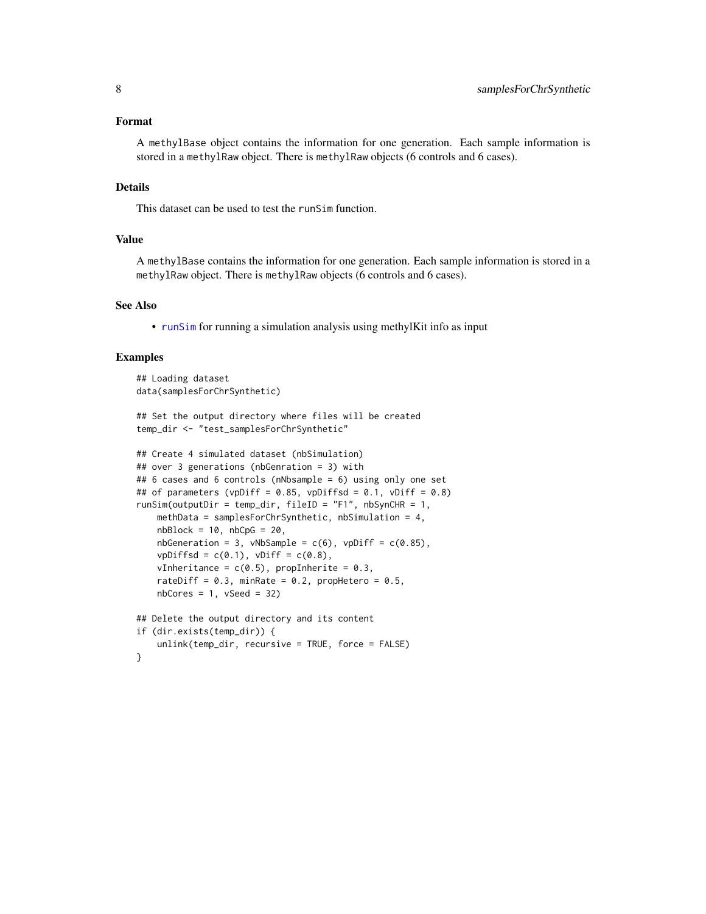### Format

A `methylBase` object contains the information for one generation. Each sample information is stored in a `methylRaw` object. There is `methylRaw` objects (6 controls and 6 cases).

### Details

This dataset can be used to test the `runSim` function.

### Value

A `methylBase` contains the information for one generation. Each sample information is stored in a `methylRaw` object. There is `methylRaw` objects (6 controls and 6 cases).

### See Also

- `runSim` for running a simulation analysis using methylKit info as input

### Examples

```
## Loading dataset
data(samplesForChrSynthetic)

## Set the output directory where files will be created
temp_dir <- "test_samplesForChrSynthetic"

## Create 4 simulated dataset (nbSimulation)
## over 3 generations (nbGenration = 3) with
## 6 cases and 6 controls (nNbsample = 6) using only one set
## of parameters (vpDiff = 0.85, vpDiffsd = 0.1, vDiff = 0.8)
runSim(outputDir = temp_dir, fileID = "F1", nbSynCHR = 1,
    methData = samplesForChrSynthetic, nbSimulation = 4,
    nbBlock = 10, nbCpG = 20,
    nbGeneration = 3, vNbSample = c(6), vpDiff = c(0.85),
    vpDiffsd = c(0.1), vDiff = c(0.8),
    vInheritance = c(0.5), propInherite = 0.3,
    rateDiff = 0.3, minRate = 0.2, propHetero = 0.5,
    nbCores = 1, vSeed = 32)

## Delete the output directory and its content
if (dir.exists(temp_dir)) {
    unlink(temp_dir, recursive = TRUE, force = FALSE)
}
```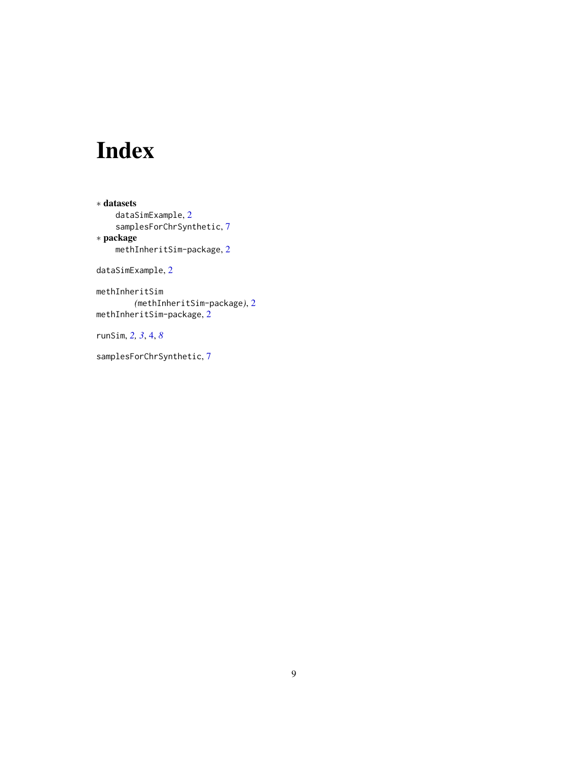# Index

∗ **datasets**
    dataSimExample, 2
    samplesForChrSynthetic, 7
∗ **package**
    methInheritSim-package, 2

dataSimExample, 2

methInheritSim
        (methInheritSim-package), 2
methInheritSim-package, 2

runSim, *2, 3*, 4, *8*

samplesForChrSynthetic, 7